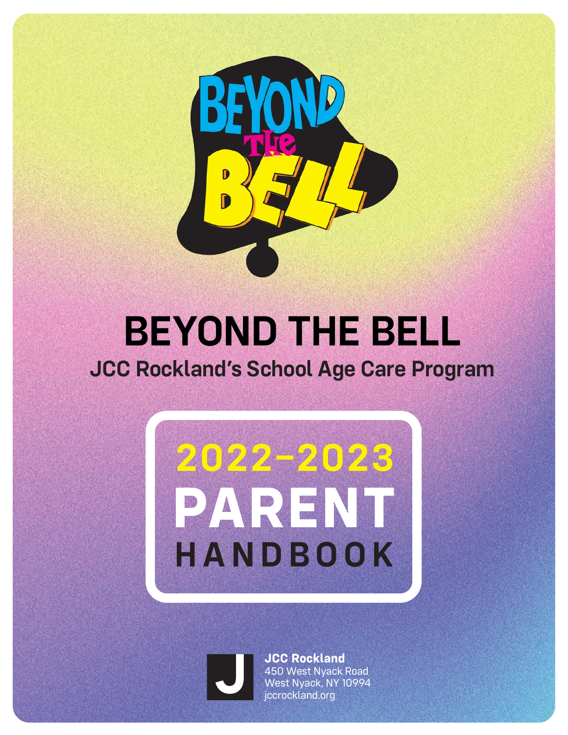# BEYOND THE BELL

## JCC Rockland's School Age Care Program

**2022–2023**

# PARENT HANDBOOK

**JCC Rockland**
450 West Nyack Road
West Nyack, NY 10994
jccrockland.org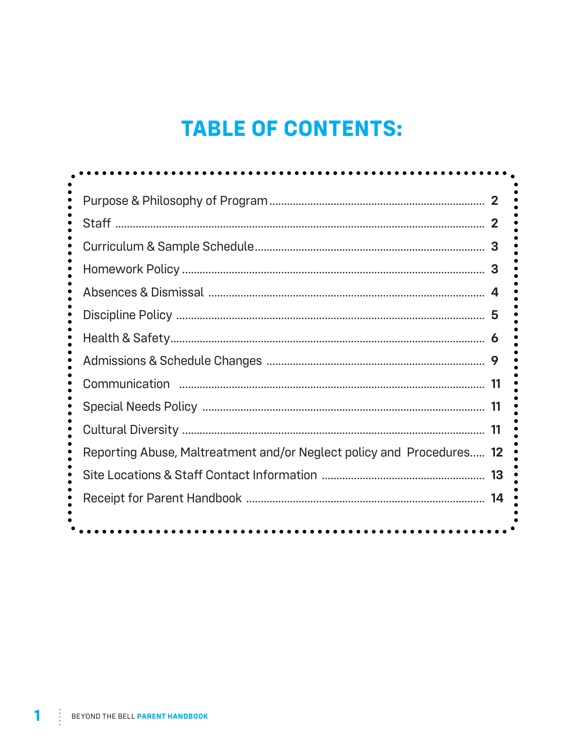# TABLE OF CONTENTS:

| | |
|---|---|
| Purpose & Philosophy of Program | 2 |
| Staff | 2 |
| Curriculum & Sample Schedule | 3 |
| Homework Policy | 3 |
| Absences & Dismissal | 4 |
| Discipline Policy | 5 |
| Health & Safety | 6 |
| Admissions & Schedule Changes | 9 |
| Communication | 11 |
| Special Needs Policy | 11 |
| Cultural Diversity | 11 |
| Reporting Abuse, Maltreatment and/or Neglect policy and Procedures | 12 |
| Site Locations & Staff Contact Information | 13 |
| Receipt for Parent Handbook | 14 |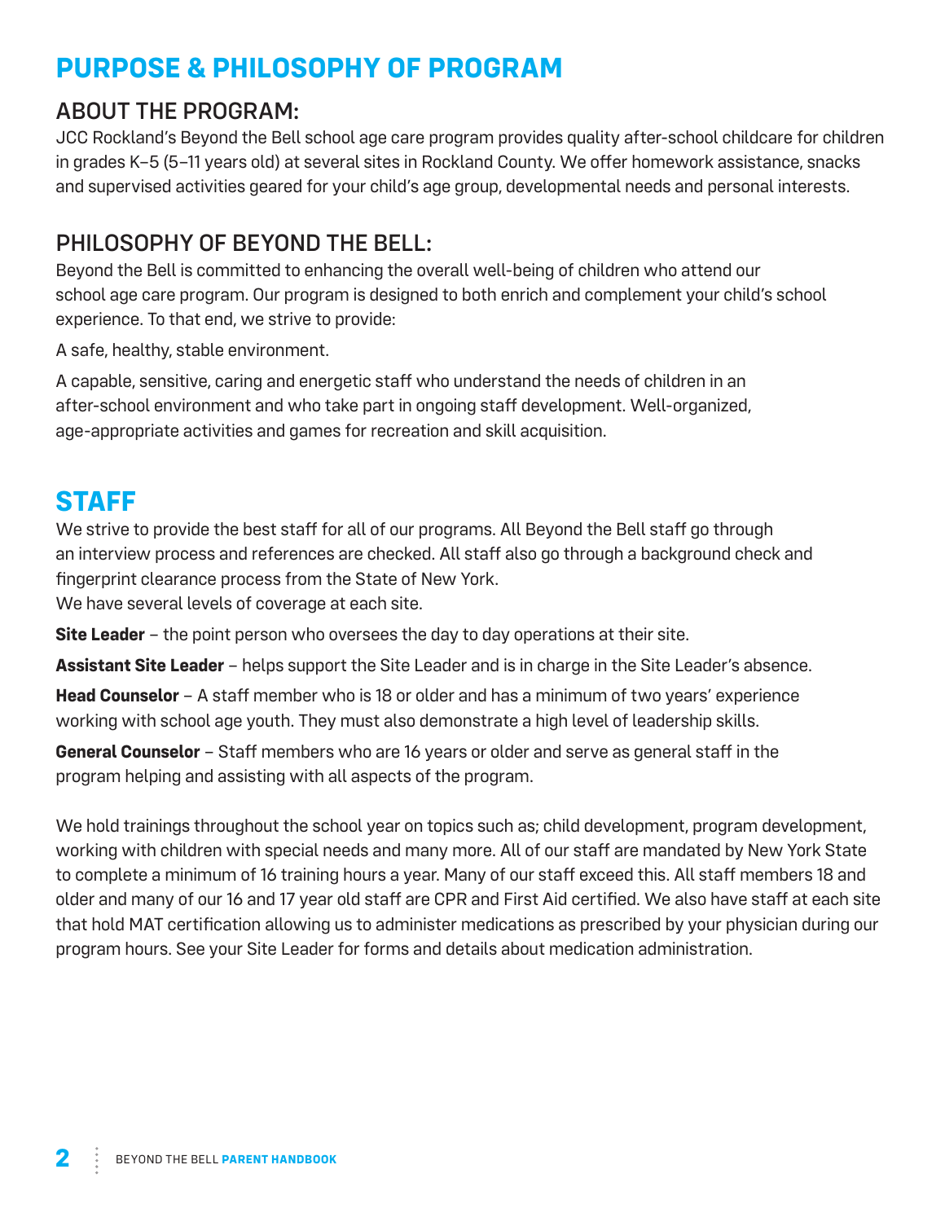# PURPOSE & PHILOSOPHY OF PROGRAM

## ABOUT THE PROGRAM:

JCC Rockland's Beyond the Bell school age care program provides quality after-school childcare for children in grades K–5 (5–11 years old) at several sites in Rockland County. We offer homework assistance, snacks and supervised activities geared for your child's age group, developmental needs and personal interests.

## PHILOSOPHY OF BEYOND THE BELL:

Beyond the Bell is committed to enhancing the overall well-being of children who attend our school age care program. Our program is designed to both enrich and complement your child's school experience. To that end, we strive to provide:

A safe, healthy, stable environment.

A capable, sensitive, caring and energetic staff who understand the needs of children in an after-school environment and who take part in ongoing staff development. Well-organized, age-appropriate activities and games for recreation and skill acquisition.

# STAFF

We strive to provide the best staff for all of our programs. All Beyond the Bell staff go through an interview process and references are checked. All staff also go through a background check and fingerprint clearance process from the State of New York.
We have several levels of coverage at each site.

**Site Leader** – the point person who oversees the day to day operations at their site.

**Assistant Site Leader** – helps support the Site Leader and is in charge in the Site Leader's absence.

**Head Counselor** – A staff member who is 18 or older and has a minimum of two years' experience working with school age youth. They must also demonstrate a high level of leadership skills.

**General Counselor** – Staff members who are 16 years or older and serve as general staff in the program helping and assisting with all aspects of the program.

We hold trainings throughout the school year on topics such as; child development, program development, working with children with special needs and many more. All of our staff are mandated by New York State to complete a minimum of 16 training hours a year. Many of our staff exceed this. All staff members 18 and older and many of our 16 and 17 year old staff are CPR and First Aid certified. We also have staff at each site that hold MAT certification allowing us to administer medications as prescribed by your physician during our program hours. See your Site Leader for forms and details about medication administration.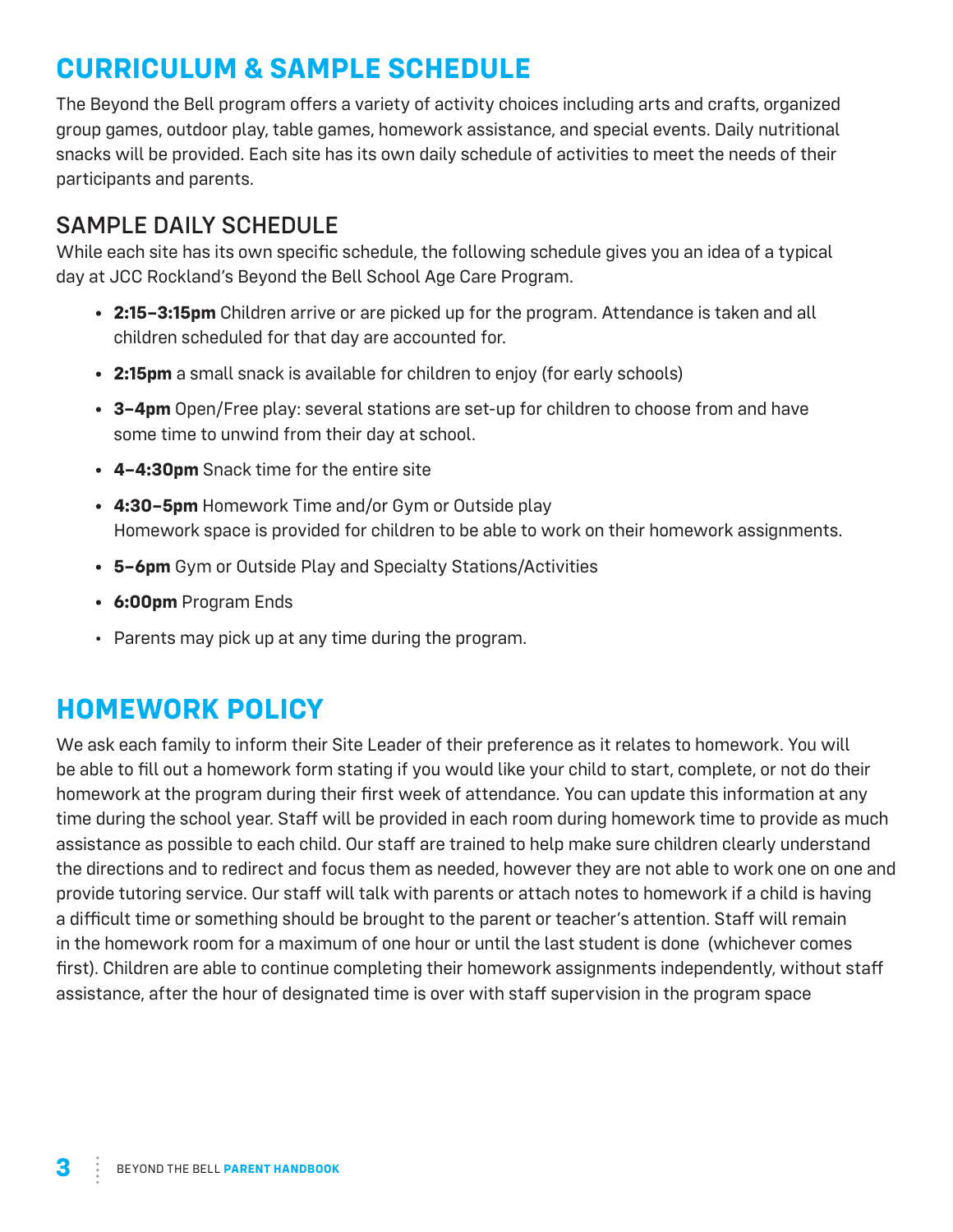# CURRICULUM & SAMPLE SCHEDULE

The Beyond the Bell program offers a variety of activity choices including arts and crafts, organized group games, outdoor play, table games, homework assistance, and special events. Daily nutritional snacks will be provided. Each site has its own daily schedule of activities to meet the needs of their participants and parents.

## SAMPLE DAILY SCHEDULE

While each site has its own specific schedule, the following schedule gives you an idea of a typical day at JCC Rockland's Beyond the Bell School Age Care Program.

- **2:15–3:15pm** Children arrive or are picked up for the program. Attendance is taken and all children scheduled for that day are accounted for.
- **2:15pm** a small snack is available for children to enjoy (for early schools)
- **3–4pm** Open/Free play: several stations are set-up for children to choose from and have some time to unwind from their day at school.
- **4–4:30pm** Snack time for the entire site
- **4:30–5pm** Homework Time and/or Gym or Outside play
  Homework space is provided for children to be able to work on their homework assignments.
- **5–6pm** Gym or Outside Play and Specialty Stations/Activities
- **6:00pm** Program Ends
- Parents may pick up at any time during the program.

# HOMEWORK POLICY

We ask each family to inform their Site Leader of their preference as it relates to homework. You will be able to fill out a homework form stating if you would like your child to start, complete, or not do their homework at the program during their first week of attendance. You can update this information at any time during the school year. Staff will be provided in each room during homework time to provide as much assistance as possible to each child. Our staff are trained to help make sure children clearly understand the directions and to redirect and focus them as needed, however they are not able to work one on one and provide tutoring service. Our staff will talk with parents or attach notes to homework if a child is having a difficult time or something should be brought to the parent or teacher's attention. Staff will remain in the homework room for a maximum of one hour or until the last student is done (whichever comes first). Children are able to continue completing their homework assignments independently, without staff assistance, after the hour of designated time is over with staff supervision in the program space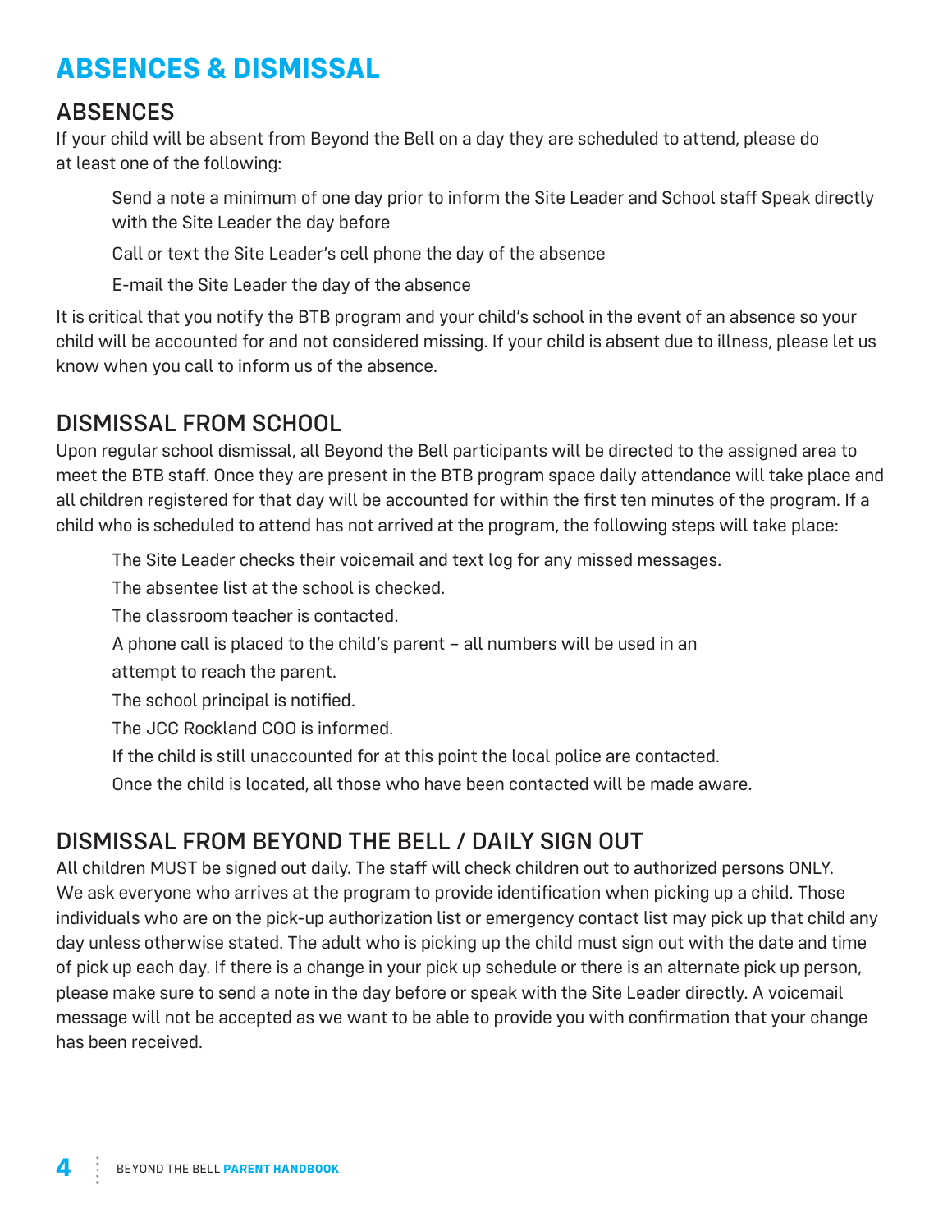# ABSENCES & DISMISSAL

## ABSENCES

If your child will be absent from Beyond the Bell on a day they are scheduled to attend, please do at least one of the following:

- Send a note a minimum of one day prior to inform the Site Leader and School staff Speak directly with the Site Leader the day before
- Call or text the Site Leader's cell phone the day of the absence
- E-mail the Site Leader the day of the absence

It is critical that you notify the BTB program and your child's school in the event of an absence so your child will be accounted for and not considered missing. If your child is absent due to illness, please let us know when you call to inform us of the absence.

## DISMISSAL FROM SCHOOL

Upon regular school dismissal, all Beyond the Bell participants will be directed to the assigned area to meet the BTB staff. Once they are present in the BTB program space daily attendance will take place and all children registered for that day will be accounted for within the first ten minutes of the program. If a child who is scheduled to attend has not arrived at the program, the following steps will take place:

- The Site Leader checks their voicemail and text log for any missed messages.
- The absentee list at the school is checked.
- The classroom teacher is contacted.
- A phone call is placed to the child's parent – all numbers will be used in an attempt to reach the parent.
- The school principal is notified.
- The JCC Rockland COO is informed.
- If the child is still unaccounted for at this point the local police are contacted.
- Once the child is located, all those who have been contacted will be made aware.

## DISMISSAL FROM BEYOND THE BELL / DAILY SIGN OUT

All children MUST be signed out daily. The staff will check children out to authorized persons ONLY. We ask everyone who arrives at the program to provide identification when picking up a child. Those individuals who are on the pick-up authorization list or emergency contact list may pick up that child any day unless otherwise stated. The adult who is picking up the child must sign out with the date and time of pick up each day. If there is a change in your pick up schedule or there is an alternate pick up person, please make sure to send a note in the day before or speak with the Site Leader directly. A voicemail message will not be accepted as we want to be able to provide you with confirmation that your change has been received.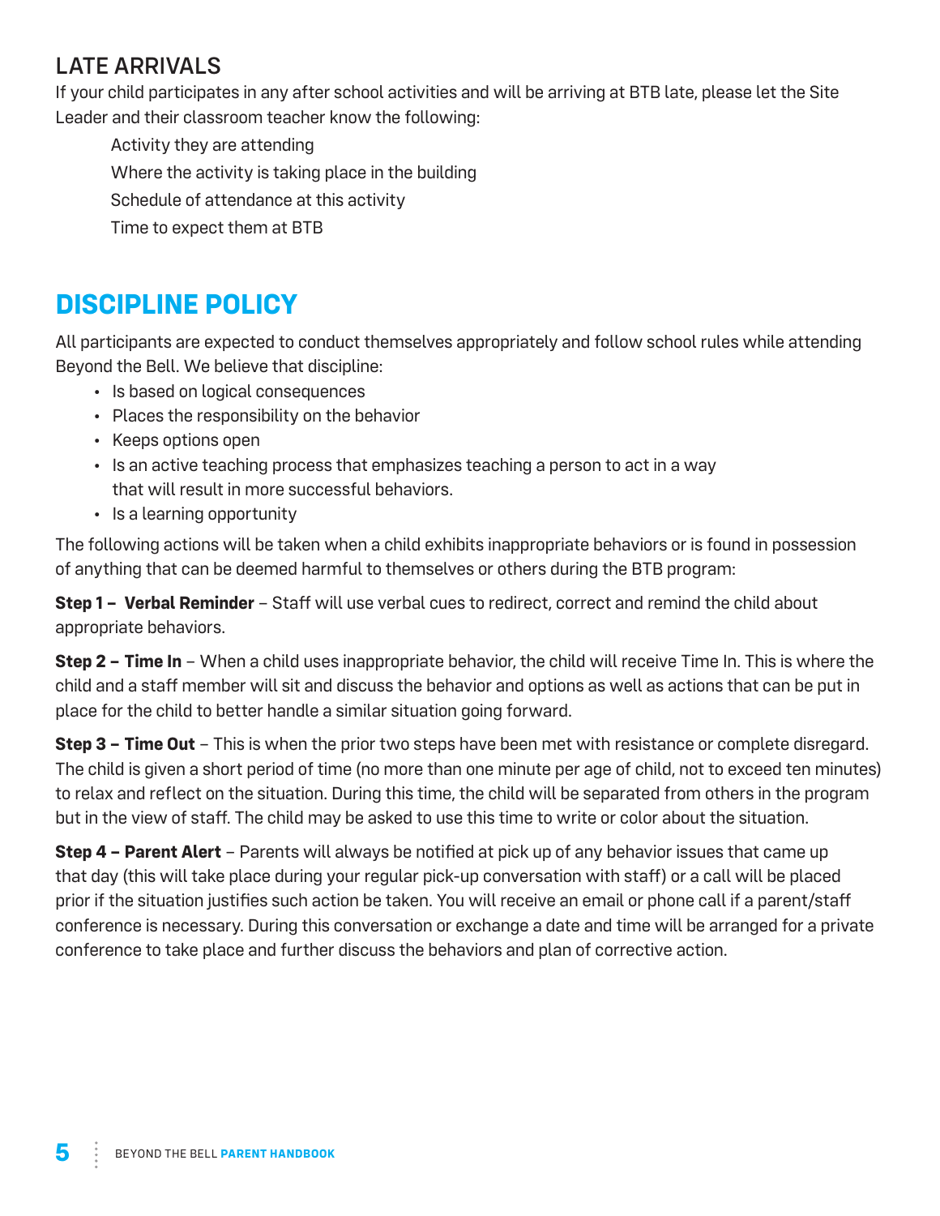## LATE ARRIVALS

If your child participates in any after school activities and will be arriving at BTB late, please let the Site Leader and their classroom teacher know the following:

Activity they are attending

Where the activity is taking place in the building

Schedule of attendance at this activity

Time to expect them at BTB

## DISCIPLINE POLICY

All participants are expected to conduct themselves appropriately and follow school rules while attending Beyond the Bell. We believe that discipline:

- Is based on logical consequences
- Places the responsibility on the behavior
- Keeps options open
- Is an active teaching process that emphasizes teaching a person to act in a way that will result in more successful behaviors.
- Is a learning opportunity

The following actions will be taken when a child exhibits inappropriate behaviors or is found in possession of anything that can be deemed harmful to themselves or others during the BTB program:

**Step 1 – Verbal Reminder** – Staff will use verbal cues to redirect, correct and remind the child about appropriate behaviors.

**Step 2 – Time In** – When a child uses inappropriate behavior, the child will receive Time In. This is where the child and a staff member will sit and discuss the behavior and options as well as actions that can be put in place for the child to better handle a similar situation going forward.

**Step 3 – Time Out** – This is when the prior two steps have been met with resistance or complete disregard. The child is given a short period of time (no more than one minute per age of child, not to exceed ten minutes) to relax and reflect on the situation. During this time, the child will be separated from others in the program but in the view of staff. The child may be asked to use this time to write or color about the situation.

**Step 4 – Parent Alert** – Parents will always be notified at pick up of any behavior issues that came up that day (this will take place during your regular pick-up conversation with staff) or a call will be placed prior if the situation justifies such action be taken. You will receive an email or phone call if a parent/staff conference is necessary. During this conversation or exchange a date and time will be arranged for a private conference to take place and further discuss the behaviors and plan of corrective action.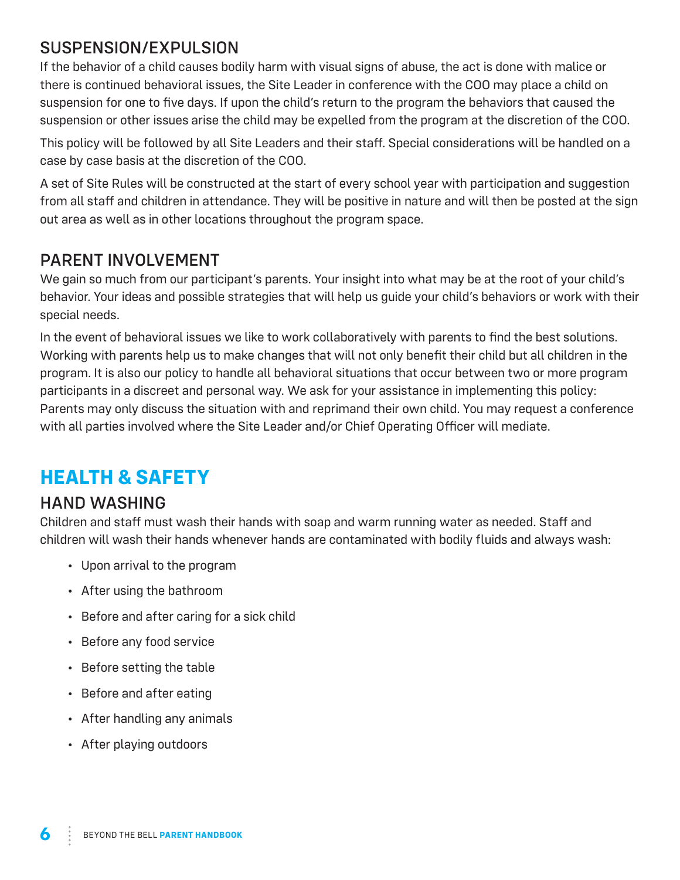### SUSPENSION/EXPULSION

If the behavior of a child causes bodily harm with visual signs of abuse, the act is done with malice or there is continued behavioral issues, the Site Leader in conference with the COO may place a child on suspension for one to five days. If upon the child's return to the program the behaviors that caused the suspension or other issues arise the child may be expelled from the program at the discretion of the COO.

This policy will be followed by all Site Leaders and their staff. Special considerations will be handled on a case by case basis at the discretion of the COO.

A set of Site Rules will be constructed at the start of every school year with participation and suggestion from all staff and children in attendance. They will be positive in nature and will then be posted at the sign out area as well as in other locations throughout the program space.

### PARENT INVOLVEMENT

We gain so much from our participant's parents. Your insight into what may be at the root of your child's behavior. Your ideas and possible strategies that will help us guide your child's behaviors or work with their special needs.

In the event of behavioral issues we like to work collaboratively with parents to find the best solutions. Working with parents help us to make changes that will not only benefit their child but all children in the program. It is also our policy to handle all behavioral situations that occur between two or more program participants in a discreet and personal way. We ask for your assistance in implementing this policy: Parents may only discuss the situation with and reprimand their own child. You may request a conference with all parties involved where the Site Leader and/or Chief Operating Officer will mediate.

## HEALTH & SAFETY

### HAND WASHING

Children and staff must wash their hands with soap and warm running water as needed. Staff and children will wash their hands whenever hands are contaminated with bodily fluids and always wash:

- Upon arrival to the program
- After using the bathroom
- Before and after caring for a sick child
- Before any food service
- Before setting the table
- Before and after eating
- After handling any animals
- After playing outdoors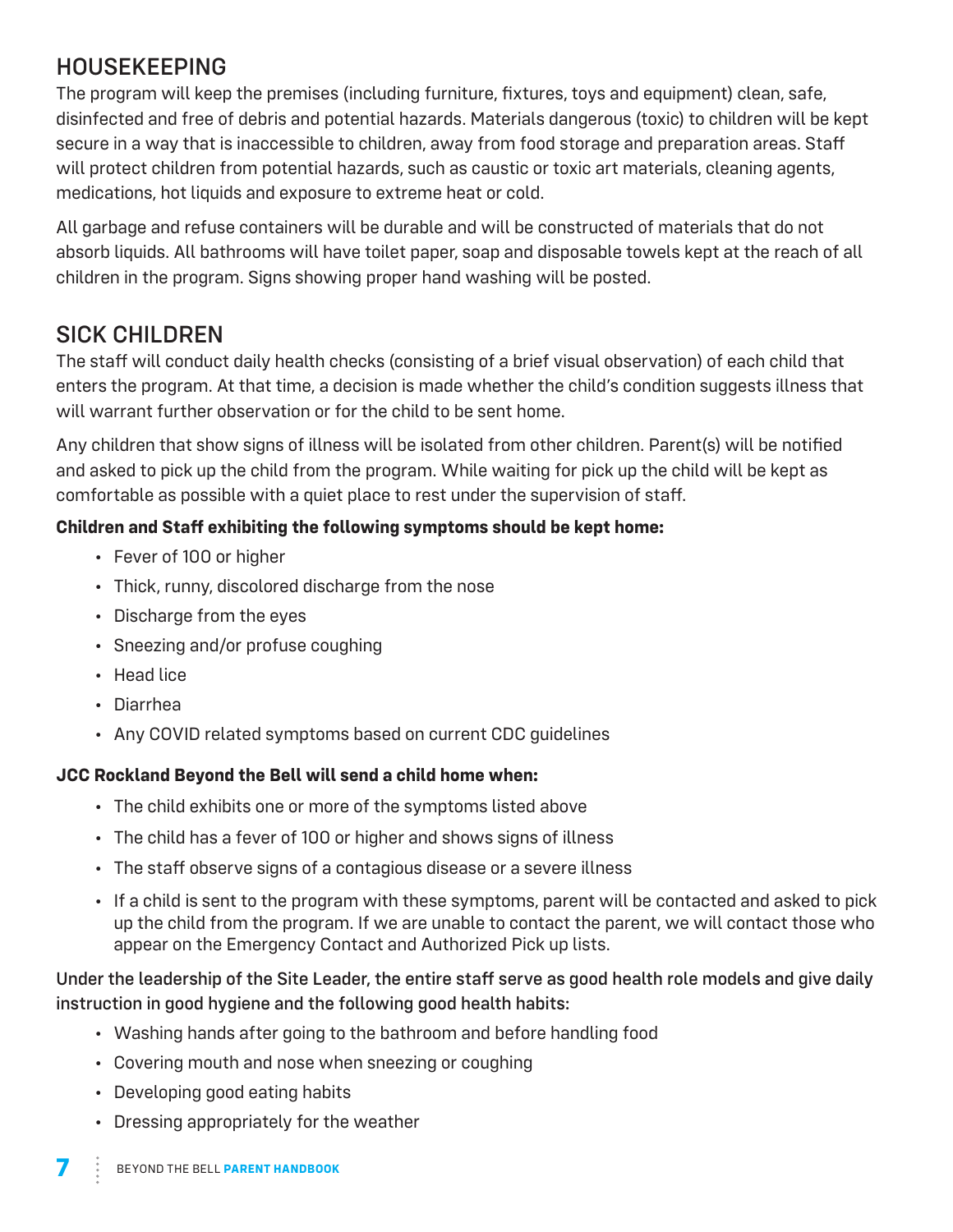## HOUSEKEEPING

The program will keep the premises (including furniture, fixtures, toys and equipment) clean, safe, disinfected and free of debris and potential hazards. Materials dangerous (toxic) to children will be kept secure in a way that is inaccessible to children, away from food storage and preparation areas. Staff will protect children from potential hazards, such as caustic or toxic art materials, cleaning agents, medications, hot liquids and exposure to extreme heat or cold.

All garbage and refuse containers will be durable and will be constructed of materials that do not absorb liquids. All bathrooms will have toilet paper, soap and disposable towels kept at the reach of all children in the program. Signs showing proper hand washing will be posted.

## SICK CHILDREN

The staff will conduct daily health checks (consisting of a brief visual observation) of each child that enters the program. At that time, a decision is made whether the child's condition suggests illness that will warrant further observation or for the child to be sent home.

Any children that show signs of illness will be isolated from other children. Parent(s) will be notified and asked to pick up the child from the program. While waiting for pick up the child will be kept as comfortable as possible with a quiet place to rest under the supervision of staff.

**Children and Staff exhibiting the following symptoms should be kept home:**

- Fever of 100 or higher
- Thick, runny, discolored discharge from the nose
- Discharge from the eyes
- Sneezing and/or profuse coughing
- Head lice
- Diarrhea
- Any COVID related symptoms based on current CDC guidelines

**JCC Rockland Beyond the Bell will send a child home when:**

- The child exhibits one or more of the symptoms listed above
- The child has a fever of 100 or higher and shows signs of illness
- The staff observe signs of a contagious disease or a severe illness
- If a child is sent to the program with these symptoms, parent will be contacted and asked to pick up the child from the program. If we are unable to contact the parent, we will contact those who appear on the Emergency Contact and Authorized Pick up lists.

Under the leadership of the Site Leader, the entire staff serve as good health role models and give daily instruction in good hygiene and the following good health habits:

- Washing hands after going to the bathroom and before handling food
- Covering mouth and nose when sneezing or coughing
- Developing good eating habits
- Dressing appropriately for the weather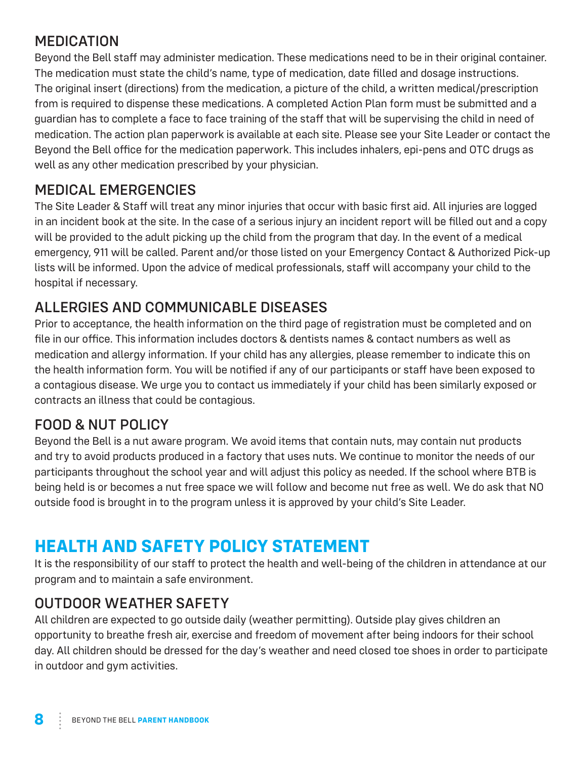### MEDICATION

Beyond the Bell staff may administer medication. These medications need to be in their original container. The medication must state the child's name, type of medication, date filled and dosage instructions. The original insert (directions) from the medication, a picture of the child, a written medical/prescription from is required to dispense these medications. A completed Action Plan form must be submitted and a guardian has to complete a face to face training of the staff that will be supervising the child in need of medication. The action plan paperwork is available at each site. Please see your Site Leader or contact the Beyond the Bell office for the medication paperwork. This includes inhalers, epi-pens and OTC drugs as well as any other medication prescribed by your physician.

### MEDICAL EMERGENCIES

The Site Leader & Staff will treat any minor injuries that occur with basic first aid. All injuries are logged in an incident book at the site. In the case of a serious injury an incident report will be filled out and a copy will be provided to the adult picking up the child from the program that day. In the event of a medical emergency, 911 will be called. Parent and/or those listed on your Emergency Contact & Authorized Pick-up lists will be informed. Upon the advice of medical professionals, staff will accompany your child to the hospital if necessary.

### ALLERGIES AND COMMUNICABLE DISEASES

Prior to acceptance, the health information on the third page of registration must be completed and on file in our office. This information includes doctors & dentists names & contact numbers as well as medication and allergy information. If your child has any allergies, please remember to indicate this on the health information form. You will be notified if any of our participants or staff have been exposed to a contagious disease. We urge you to contact us immediately if your child has been similarly exposed or contracts an illness that could be contagious.

### FOOD & NUT POLICY

Beyond the Bell is a nut aware program. We avoid items that contain nuts, may contain nut products and try to avoid products produced in a factory that uses nuts. We continue to monitor the needs of our participants throughout the school year and will adjust this policy as needed. If the school where BTB is being held is or becomes a nut free space we will follow and become nut free as well. We do ask that NO outside food is brought in to the program unless it is approved by your child's Site Leader.

## HEALTH AND SAFETY POLICY STATEMENT

It is the responsibility of our staff to protect the health and well-being of the children in attendance at our program and to maintain a safe environment.

### OUTDOOR WEATHER SAFETY

All children are expected to go outside daily (weather permitting). Outside play gives children an opportunity to breathe fresh air, exercise and freedom of movement after being indoors for their school day. All children should be dressed for the day's weather and need closed toe shoes in order to participate in outdoor and gym activities.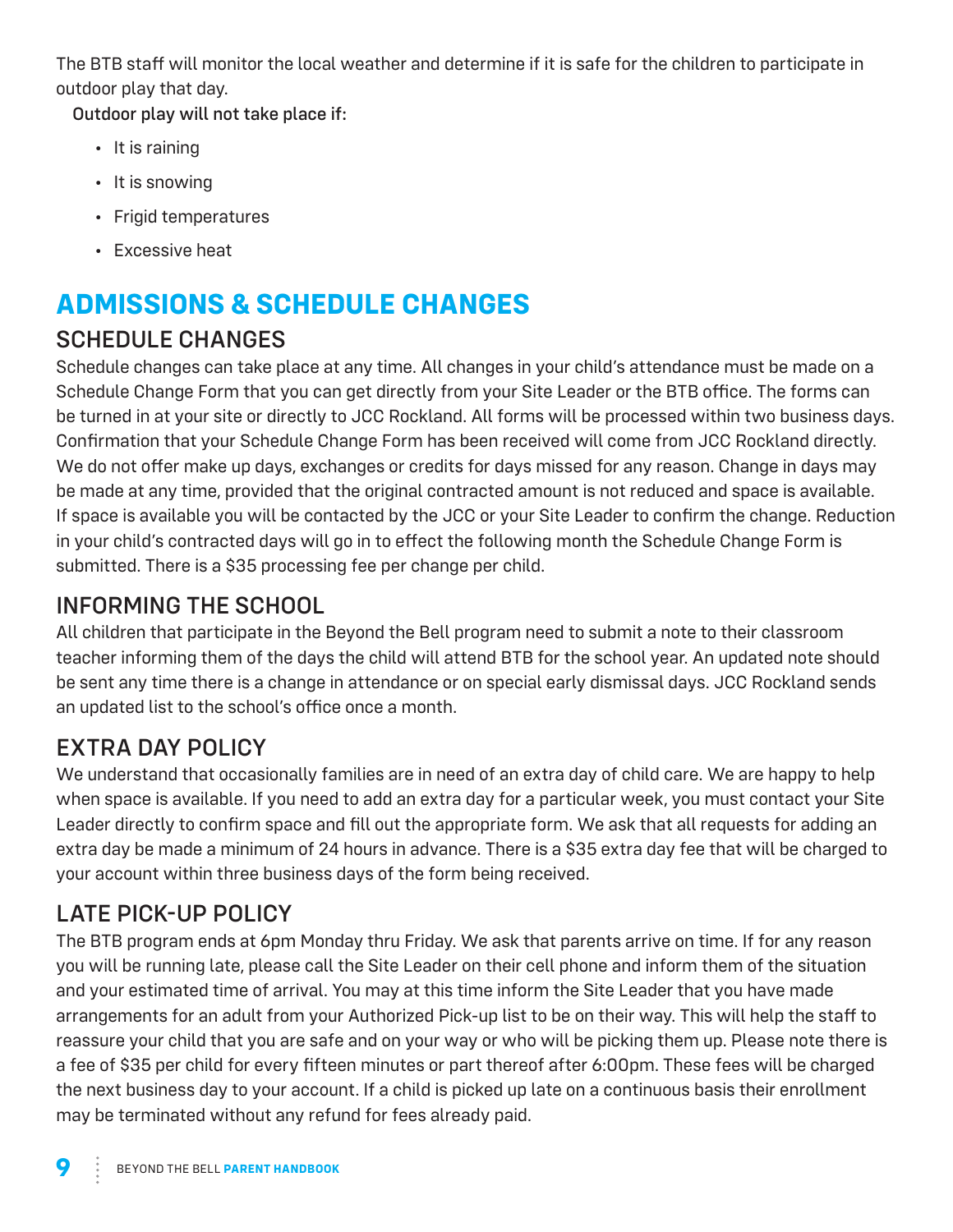The BTB staff will monitor the local weather and determine if it is safe for the children to participate in outdoor play that day.

**Outdoor play will not take place if:**

- It is raining
- It is snowing
- Frigid temperatures
- Excessive heat

# ADMISSIONS & SCHEDULE CHANGES

## SCHEDULE CHANGES

Schedule changes can take place at any time. All changes in your child's attendance must be made on a Schedule Change Form that you can get directly from your Site Leader or the BTB office. The forms can be turned in at your site or directly to JCC Rockland. All forms will be processed within two business days. Confirmation that your Schedule Change Form has been received will come from JCC Rockland directly. We do not offer make up days, exchanges or credits for days missed for any reason. Change in days may be made at any time, provided that the original contracted amount is not reduced and space is available. If space is available you will be contacted by the JCC or your Site Leader to confirm the change. Reduction in your child's contracted days will go in to effect the following month the Schedule Change Form is submitted. There is a $35 processing fee per change per child.

## INFORMING THE SCHOOL

All children that participate in the Beyond the Bell program need to submit a note to their classroom teacher informing them of the days the child will attend BTB for the school year. An updated note should be sent any time there is a change in attendance or on special early dismissal days. JCC Rockland sends an updated list to the school's office once a month.

## EXTRA DAY POLICY

We understand that occasionally families are in need of an extra day of child care. We are happy to help when space is available. If you need to add an extra day for a particular week, you must contact your Site Leader directly to confirm space and fill out the appropriate form. We ask that all requests for adding an extra day be made a minimum of 24 hours in advance. There is a $35 extra day fee that will be charged to your account within three business days of the form being received.

## LATE PICK-UP POLICY

The BTB program ends at 6pm Monday thru Friday. We ask that parents arrive on time. If for any reason you will be running late, please call the Site Leader on their cell phone and inform them of the situation and your estimated time of arrival. You may at this time inform the Site Leader that you have made arrangements for an adult from your Authorized Pick-up list to be on their way. This will help the staff to reassure your child that you are safe and on your way or who will be picking them up. Please note there is a fee of $35 per child for every fifteen minutes or part thereof after 6:00pm. These fees will be charged the next business day to your account. If a child is picked up late on a continuous basis their enrollment may be terminated without any refund for fees already paid.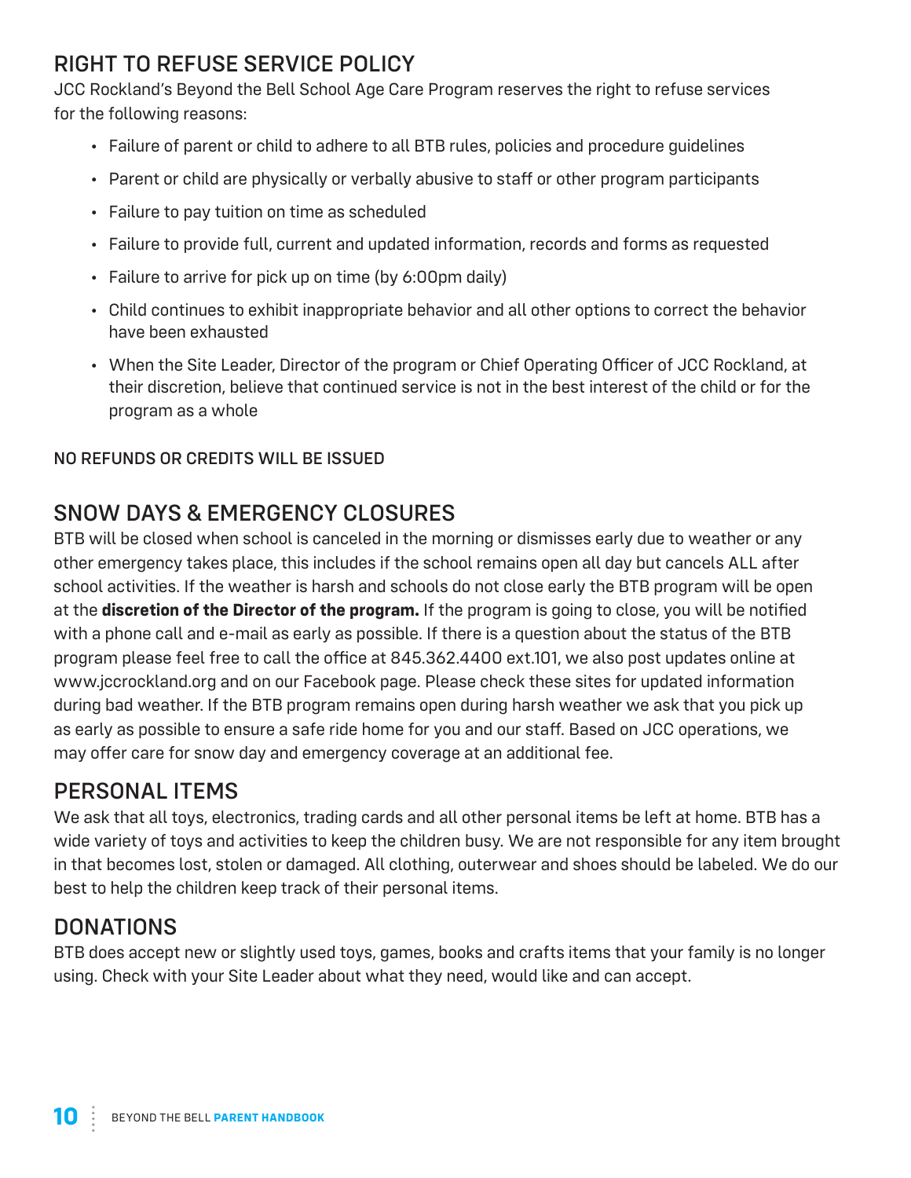## RIGHT TO REFUSE SERVICE POLICY

JCC Rockland's Beyond the Bell School Age Care Program reserves the right to refuse services for the following reasons:

- Failure of parent or child to adhere to all BTB rules, policies and procedure guidelines
- Parent or child are physically or verbally abusive to staff or other program participants
- Failure to pay tuition on time as scheduled
- Failure to provide full, current and updated information, records and forms as requested
- Failure to arrive for pick up on time (by 6:00pm daily)
- Child continues to exhibit inappropriate behavior and all other options to correct the behavior have been exhausted
- When the Site Leader, Director of the program or Chief Operating Officer of JCC Rockland, at their discretion, believe that continued service is not in the best interest of the child or for the program as a whole

NO REFUNDS OR CREDITS WILL BE ISSUED

## SNOW DAYS & EMERGENCY CLOSURES

BTB will be closed when school is canceled in the morning or dismisses early due to weather or any other emergency takes place, this includes if the school remains open all day but cancels ALL after school activities. If the weather is harsh and schools do not close early the BTB program will be open at the **discretion of the Director of the program.** If the program is going to close, you will be notified with a phone call and e-mail as early as possible. If there is a question about the status of the BTB program please feel free to call the office at 845.362.4400 ext.101, we also post updates online at www.jccrockland.org and on our Facebook page. Please check these sites for updated information during bad weather. If the BTB program remains open during harsh weather we ask that you pick up as early as possible to ensure a safe ride home for you and our staff. Based on JCC operations, we may offer care for snow day and emergency coverage at an additional fee.

## PERSONAL ITEMS

We ask that all toys, electronics, trading cards and all other personal items be left at home. BTB has a wide variety of toys and activities to keep the children busy. We are not responsible for any item brought in that becomes lost, stolen or damaged. All clothing, outerwear and shoes should be labeled. We do our best to help the children keep track of their personal items.

## DONATIONS

BTB does accept new or slightly used toys, games, books and crafts items that your family is no longer using. Check with your Site Leader about what they need, would like and can accept.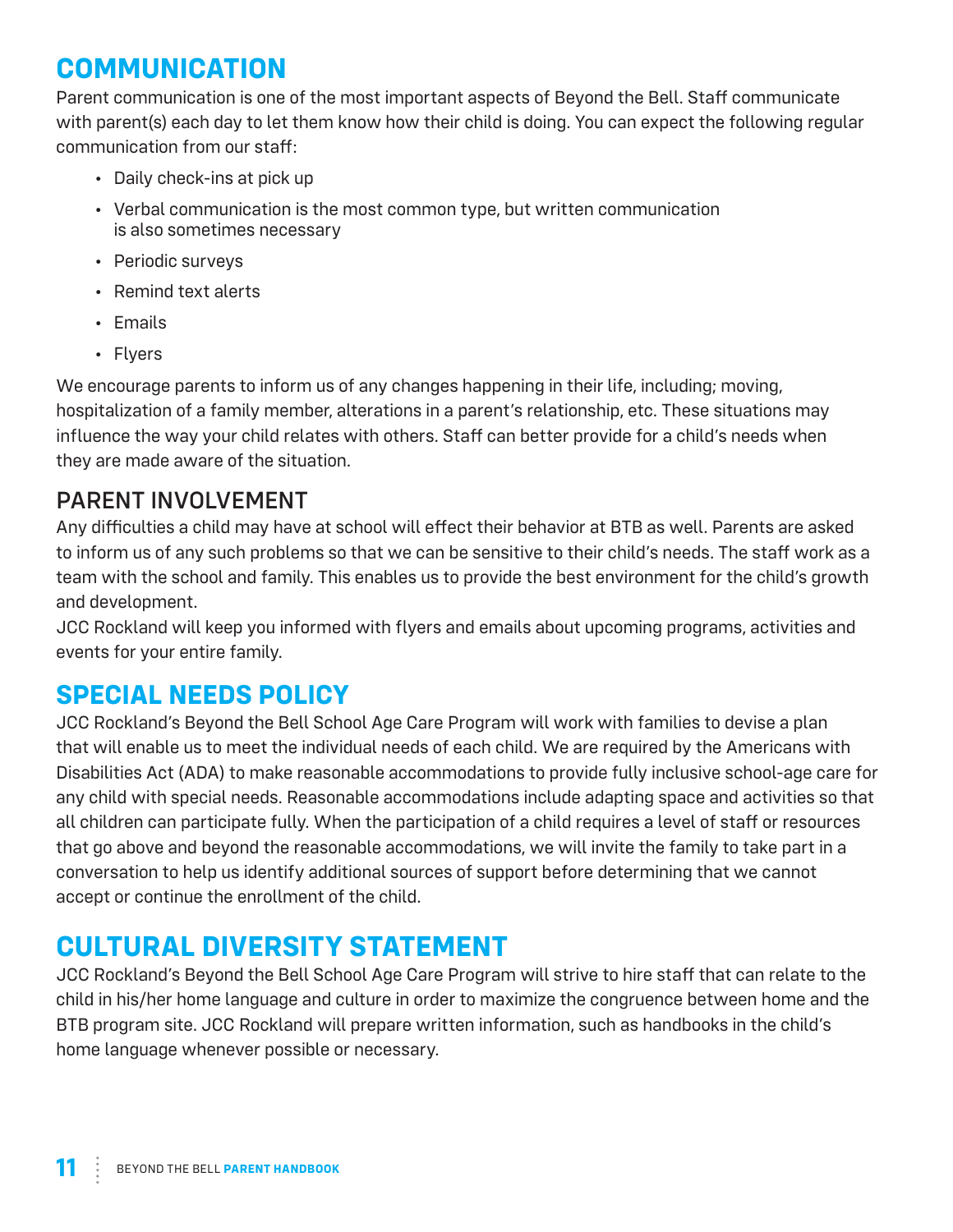## COMMUNICATION

Parent communication is one of the most important aspects of Beyond the Bell. Staff communicate with parent(s) each day to let them know how their child is doing. You can expect the following regular communication from our staff:

- Daily check-ins at pick up
- Verbal communication is the most common type, but written communication is also sometimes necessary
- Periodic surveys
- Remind text alerts
- Emails
- Flyers

We encourage parents to inform us of any changes happening in their life, including; moving, hospitalization of a family member, alterations in a parent's relationship, etc. These situations may influence the way your child relates with others. Staff can better provide for a child's needs when they are made aware of the situation.

### PARENT INVOLVEMENT

Any difficulties a child may have at school will effect their behavior at BTB as well. Parents are asked to inform us of any such problems so that we can be sensitive to their child's needs. The staff work as a team with the school and family. This enables us to provide the best environment for the child's growth and development.

JCC Rockland will keep you informed with flyers and emails about upcoming programs, activities and events for your entire family.

## SPECIAL NEEDS POLICY

JCC Rockland's Beyond the Bell School Age Care Program will work with families to devise a plan that will enable us to meet the individual needs of each child. We are required by the Americans with Disabilities Act (ADA) to make reasonable accommodations to provide fully inclusive school-age care for any child with special needs. Reasonable accommodations include adapting space and activities so that all children can participate fully. When the participation of a child requires a level of staff or resources that go above and beyond the reasonable accommodations, we will invite the family to take part in a conversation to help us identify additional sources of support before determining that we cannot accept or continue the enrollment of the child.

## CULTURAL DIVERSITY STATEMENT

JCC Rockland's Beyond the Bell School Age Care Program will strive to hire staff that can relate to the child in his/her home language and culture in order to maximize the congruence between home and the BTB program site. JCC Rockland will prepare written information, such as handbooks in the child's home language whenever possible or necessary.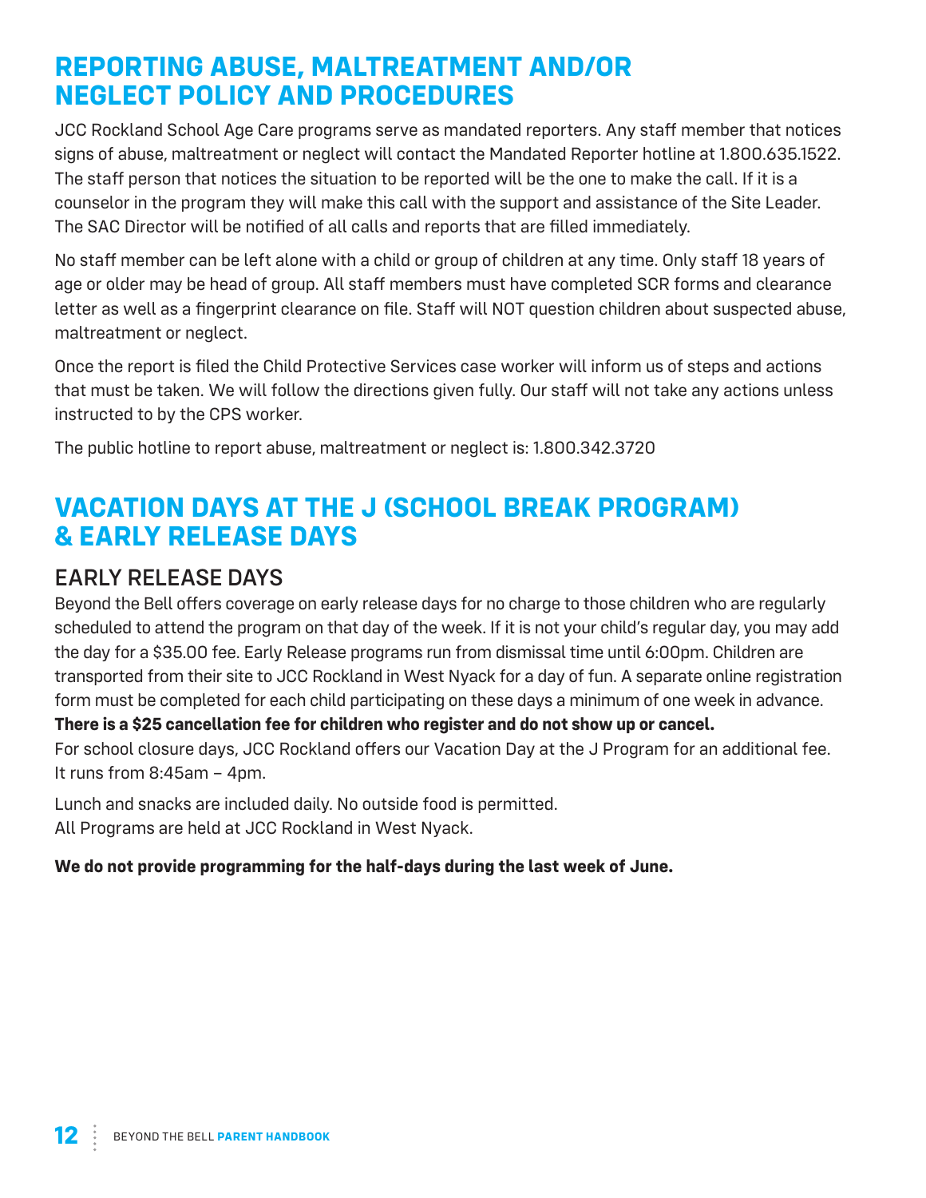# REPORTING ABUSE, MALTREATMENT AND/OR NEGLECT POLICY AND PROCEDURES

JCC Rockland School Age Care programs serve as mandated reporters. Any staff member that notices signs of abuse, maltreatment or neglect will contact the Mandated Reporter hotline at 1.800.635.1522. The staff person that notices the situation to be reported will be the one to make the call. If it is a counselor in the program they will make this call with the support and assistance of the Site Leader. The SAC Director will be notified of all calls and reports that are filled immediately.

No staff member can be left alone with a child or group of children at any time. Only staff 18 years of age or older may be head of group. All staff members must have completed SCR forms and clearance letter as well as a fingerprint clearance on file. Staff will NOT question children about suspected abuse, maltreatment or neglect.

Once the report is filed the Child Protective Services case worker will inform us of steps and actions that must be taken. We will follow the directions given fully. Our staff will not take any actions unless instructed to by the CPS worker.

The public hotline to report abuse, maltreatment or neglect is: 1.800.342.3720

# VACATION DAYS AT THE J (SCHOOL BREAK PROGRAM) & EARLY RELEASE DAYS

## EARLY RELEASE DAYS

Beyond the Bell offers coverage on early release days for no charge to those children who are regularly scheduled to attend the program on that day of the week. If it is not your child's regular day, you may add the day for a $35.00 fee. Early Release programs run from dismissal time until 6:00pm. Children are transported from their site to JCC Rockland in West Nyack for a day of fun. A separate online registration form must be completed for each child participating on these days a minimum of one week in advance.
**There is a $25 cancellation fee for children who register and do not show up or cancel.**
For school closure days, JCC Rockland offers our Vacation Day at the J Program for an additional fee. It runs from 8:45am – 4pm.

Lunch and snacks are included daily. No outside food is permitted.
All Programs are held at JCC Rockland in West Nyack.

**We do not provide programming for the half-days during the last week of June.**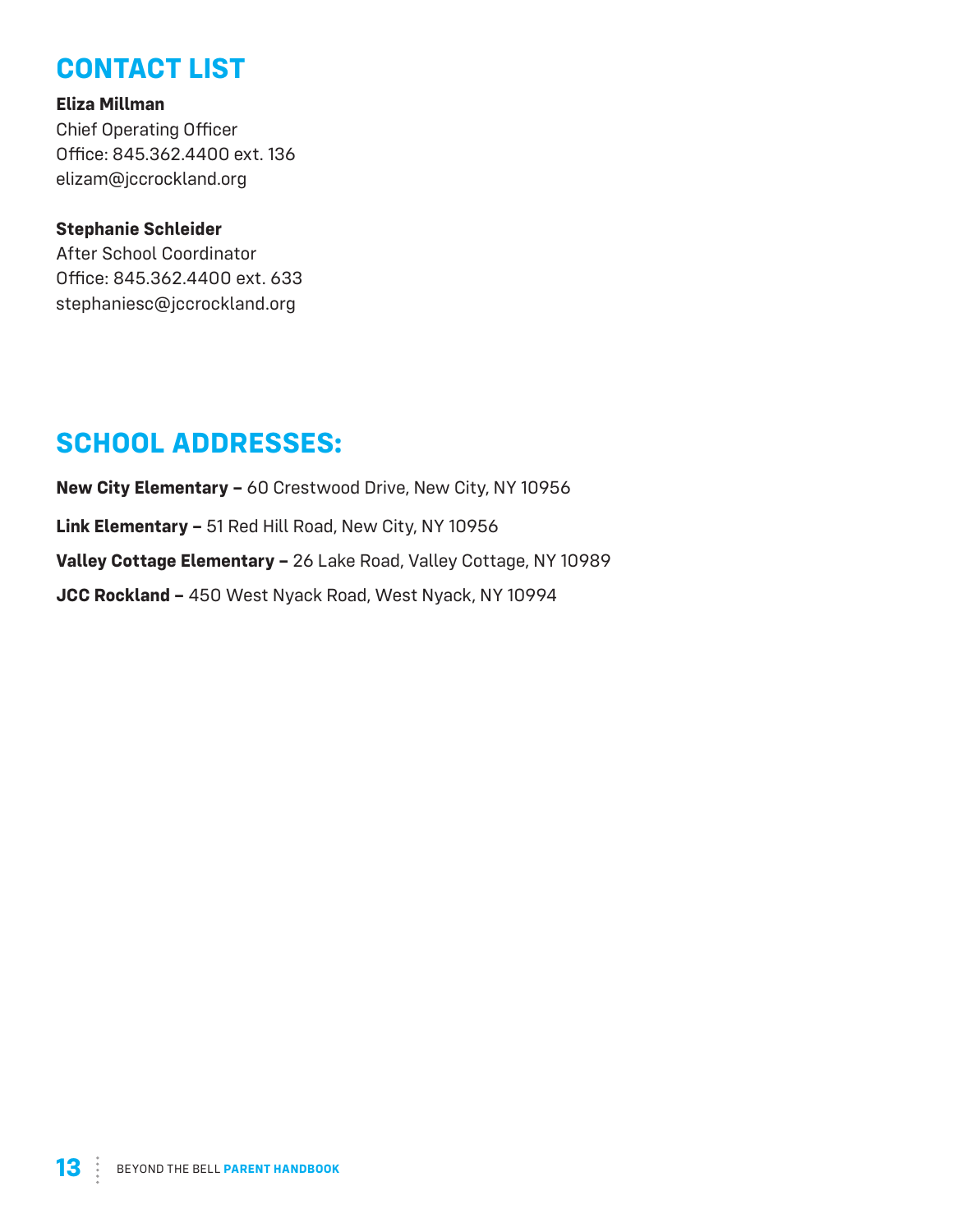## CONTACT LIST

**Eliza Millman**
Chief Operating Officer
Office: 845.362.4400 ext. 136
elizam@jccrockland.org

**Stephanie Schleider**
After School Coordinator
Office: 845.362.4400 ext. 633
stephaniesc@jccrockland.org

## SCHOOL ADDRESSES:

**New City Elementary –** 60 Crestwood Drive, New City, NY 10956

**Link Elementary –** 51 Red Hill Road, New City, NY 10956

**Valley Cottage Elementary –** 26 Lake Road, Valley Cottage, NY 10989

**JCC Rockland –** 450 West Nyack Road, West Nyack, NY 10994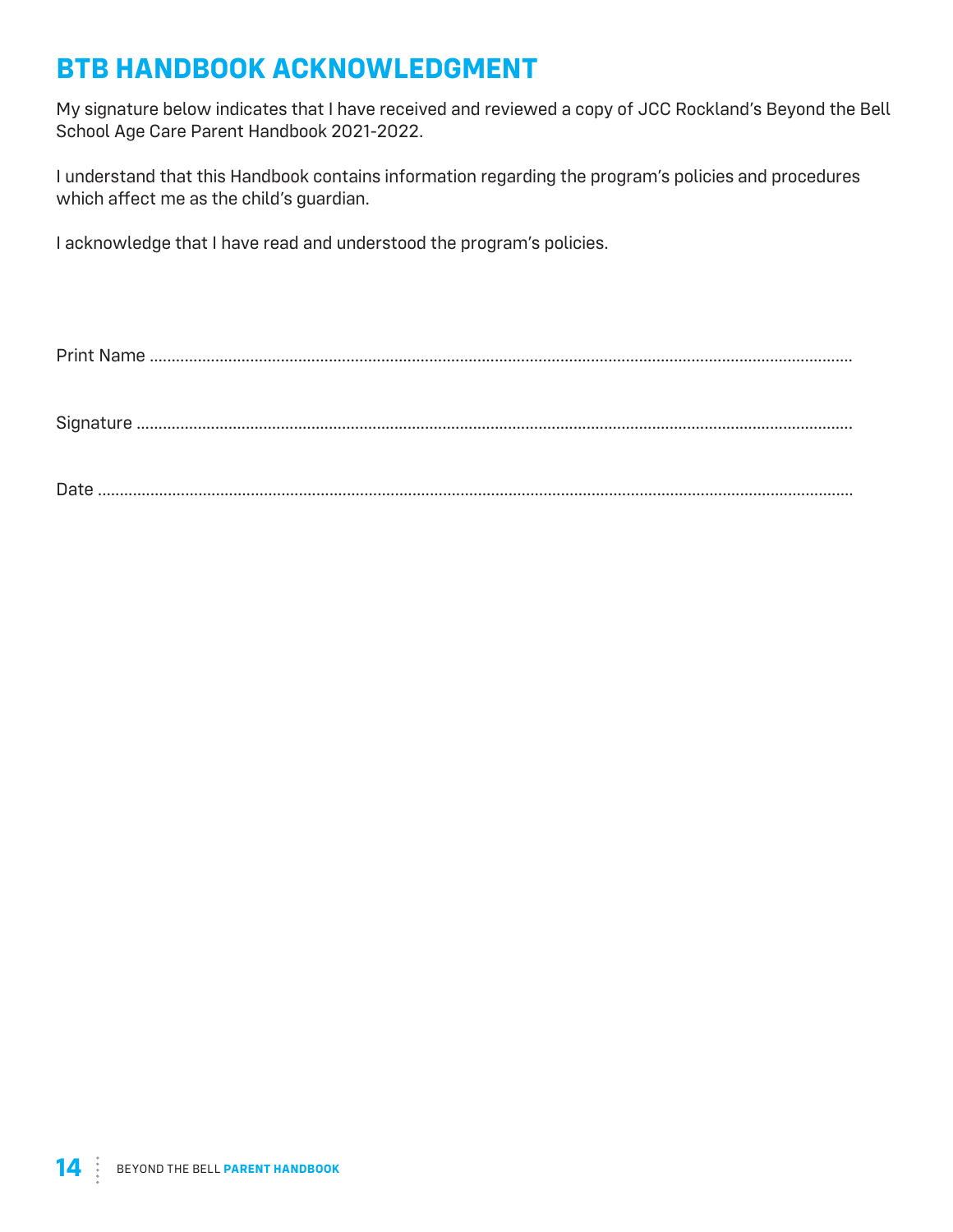# BTB HANDBOOK ACKNOWLEDGMENT

My signature below indicates that I have received and reviewed a copy of JCC Rockland's Beyond the Bell School Age Care Parent Handbook 2021-2022.

I understand that this Handbook contains information regarding the program's policies and procedures which affect me as the child's guardian.

I acknowledge that I have read and understood the program's policies.

Print Name ..........................................................................................................................................

Signature ............................................................................................................................................

Date ....................................................................................................................................................